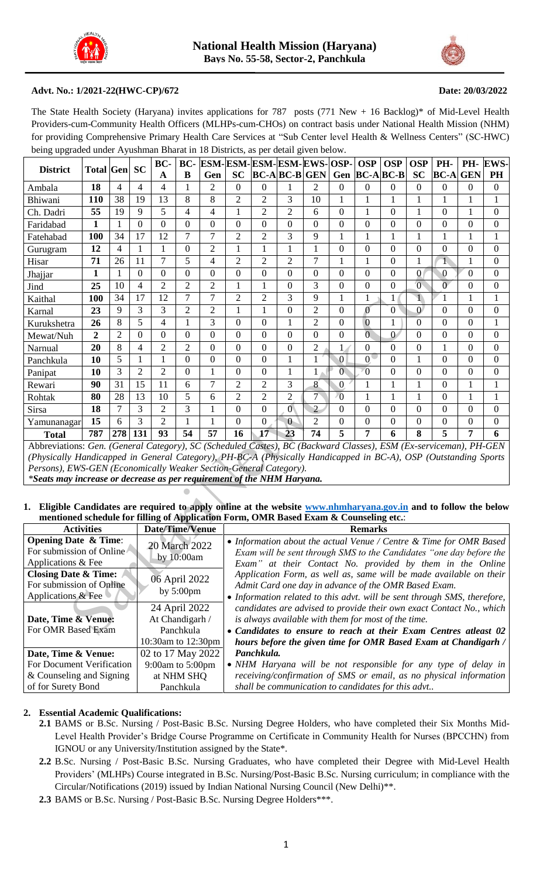# National Health Mission (Haryana)

**Bays No. 55-58, Sector-2, Panchkula**

**Advt. No.: 1/2021-22(HWC-CP)/672** **Date: 20/03/2022**

The State Health Society (Haryana) invites applications for 787 posts (771 New + 16 Backlog)* of Mid-Level Health Providers-cum-Community Health Officers (MLHPs-cum-CHOs) on contract basis under National Health Mission (NHM) for providing Comprehensive Primary Health Care Services at "Sub Center level Health & Wellness Centers" (SC-HWC) being upgraded under Ayushman Bharat in 18 Districts, as per detail given below.

| District | Total | Gen | SC | BC-A | BC-B | ESM-Gen | ESM-SC | ESM-BC-A | ESM-BC-B | EWS-GEN | OSP-Gen | OSP BC-A | OSP BC-B | OSP SC | PH-BC-A | PH-GEN | EWS-PH |
|---|---|---|---|---|---|---|---|---|---|---|---|---|---|---|---|---|---|
| Ambala | **18** | 4 | 4 | 4 | 1 | 2 | 0 | 0 | 1 | 2 | 0 | 0 | 0 | 0 | 0 | 0 | 0 |
| Bhiwani | **110** | 38 | 19 | 13 | 8 | 8 | 2 | 2 | 3 | 10 | 1 | 1 | 1 | 1 | 1 | 1 | 1 |
| Ch. Dadri | **55** | 19 | 9 | 5 | 4 | 4 | 1 | 2 | 2 | 6 | 0 | 1 | 0 | 1 | 0 | 1 | 0 |
| Faridabad | **1** | 1 | 0 | 0 | 0 | 0 | 0 | 0 | 0 | 0 | 0 | 0 | 0 | 0 | 0 | 0 | 0 |
| Fatehabad | **100** | 34 | 17 | 12 | 7 | 7 | 2 | 2 | 3 | 9 | 1 | 1 | 1 | 1 | 1 | 1 | 1 |
| Gurugram | **12** | 4 | 1 | 1 | 0 | 2 | 1 | 1 | 1 | 1 | 0 | 0 | 0 | 0 | 0 | 0 | 0 |
| Hisar | **71** | 26 | 11 | 7 | 5 | 4 | 2 | 2 | 2 | 7 | 1 | 1 | 0 | 1 | 1 | 1 | 0 |
| Jhajjar | **1** | 1 | 0 | 0 | 0 | 0 | 0 | 0 | 0 | 0 | 0 | 0 | 0 | 0 | 0 | 0 | 0 |
| Jind | **25** | 10 | 4 | 2 | 2 | 2 | 1 | 1 | 0 | 3 | 0 | 0 | 0 | 0 | 0 | 0 | 0 |
| Kaithal | **100** | 34 | 17 | 12 | 7 | 7 | 2 | 2 | 3 | 9 | 1 | 1 | 1 | 1 | 1 | 1 | 1 |
| Karnal | **23** | 9 | 3 | 3 | 2 | 2 | 1 | 1 | 0 | 2 | 0 | 0 | 0 | 0 | 0 | 0 | 0 |
| Kurukshetra | **26** | 8 | 5 | 4 | 1 | 3 | 0 | 0 | 1 | 2 | 0 | 0 | 1 | 0 | 0 | 0 | 1 |
| Mewat/Nuh | **2** | 2 | 0 | 0 | 0 | 0 | 0 | 0 | 0 | 0 | 0 | 0 | 0 | 0 | 0 | 0 | 0 |
| Narnual | **20** | 8 | 4 | 2 | 2 | 0 | 0 | 0 | 0 | 2 | 1 | 0 | 0 | 0 | 1 | 0 | 0 |
| Panchkula | **10** | 5 | 1 | 1 | 0 | 0 | 0 | 0 | 1 | 1 | 0 | 0 | 0 | 1 | 0 | 0 | 0 |
| Panipat | **10** | 3 | 2 | 2 | 0 | 1 | 0 | 0 | 1 | 1 | 0 | 0 | 0 | 0 | 0 | 0 | 0 |
| Rewari | **90** | 31 | 15 | 11 | 6 | 7 | 2 | 2 | 3 | 8 | 0 | 1 | 1 | 1 | 0 | 1 | 1 |
| Rohtak | **80** | 28 | 13 | 10 | 5 | 6 | 2 | 2 | 2 | 7 | 0 | 1 | 1 | 1 | 0 | 1 | 1 |
| Sirsa | **18** | 7 | 3 | 2 | 3 | 1 | 0 | 0 | 0 | 2 | 0 | 0 | 0 | 0 | 0 | 0 | 0 |
| Yamunanagar | **15** | 6 | 3 | 2 | 1 | 1 | 0 | 0 | 0 | 2 | 0 | 0 | 0 | 0 | 0 | 0 | 0 |
| **Total** | **787** | **278** | **131** | **93** | **54** | **57** | **16** | **17** | **23** | **74** | **5** | **7** | **6** | **8** | **5** | **7** | **6** |

Abbreviations: *Gen. (General Category), SC (Scheduled Castes), BC (Backward Classes), ESM (Ex-serviceman), PH-GEN (Physically Handicapped in General Category), PH-BC-A (Physically Handicapped in BC-A), OSP (Outstanding Sports Persons), EWS-GEN (Economically Weaker Section-General Category).*

***Seats may increase or decrease as per requirement of the NHM Haryana.***

**1. Eligible Candidates are required to apply online at the website www.nhmharyana.gov.in and to follow the below mentioned schedule for filling of Application Form, OMR Based Exam & Counseling etc.:**

| Activities | Date/Time/Venue | Remarks |
|---|---|---|
| **Opening Date & Time**: For submission of Online Applications & Fee | 20 March 2022 by 10:00am | • *Information about the actual Venue / Centre & Time for OMR Based Exam will be sent through SMS to the Candidates "one day before the Exam" at their Contact No. provided by them in the Online Application Form, as well as, same will be made available on their Admit Card one day in advance of the OMR Based Exam.* • *Information related to this advt. will be sent through SMS, therefore, candidates are advised to provide their own exact Contact No., which is always available with them for most of the time.* • ***Candidates to ensure to reach at their Exam Centres atleast 02 hours before the given time for OMR Based Exam at Chandigarh / Panchkula.*** • *NHM Haryana will be not responsible for any type of delay in receiving/confirmation of SMS or email, as no physical information shall be communication to candidates for this advt..* |
| **Closing Date & Time**: For submission of Online Applications & Fee | 06 April 2022 by 5:00pm | |
| **Date, Time & Venue**: For OMR Based Exam | 24 April 2022 At Chandigarh / Panchkula 10:30am to 12:30pm | |
| **Date, Time & Venue**: For Document Verification & Counseling and Signing of for Surety Bond | 02 to 17 May 2022 9:00am to 5:00pm at NHM SHQ Panchkula | |

**2. Essential Academic Qualifications:**

**2.1** BAMS or B.Sc. Nursing / Post-Basic B.Sc. Nursing Degree Holders, who have completed their Six Months Mid-Level Health Provider's Bridge Course Programme on Certificate in Community Health for Nurses (BPCCHN) from IGNOU or any University/Institution assigned by the State*.

**2.2** B.Sc. Nursing / Post-Basic B.Sc. Nursing Graduates, who have completed their Degree with Mid-Level Health Providers' (MLHPs) Course integrated in B.Sc. Nursing/Post-Basic B.Sc. Nursing curriculum; in compliance with the Circular/Notifications (2019) issued by Indian National Nursing Council (New Delhi)**.

**2.3** BAMS or B.Sc. Nursing / Post-Basic B.Sc. Nursing Degree Holders***.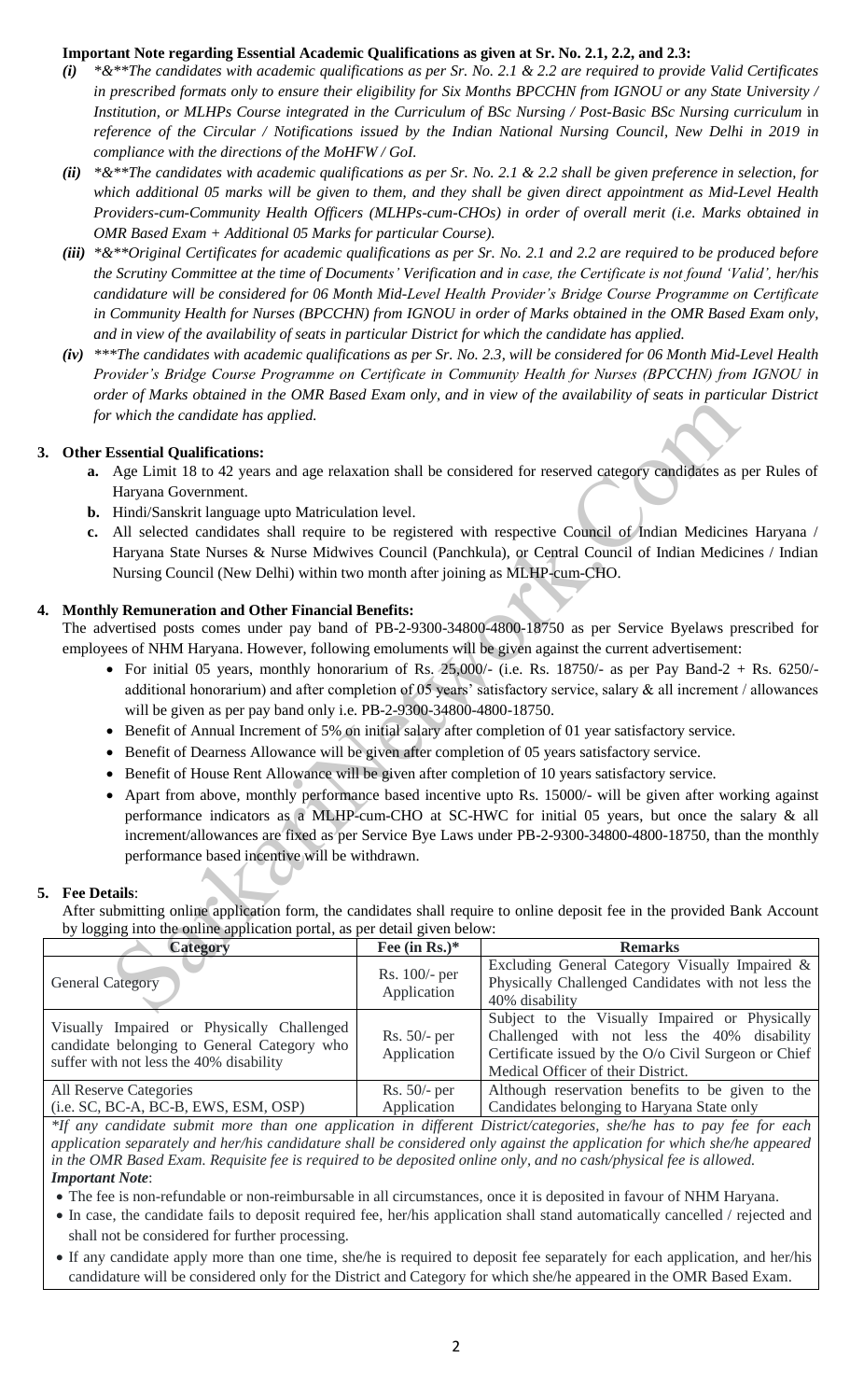**Important Note regarding Essential Academic Qualifications as given at Sr. No. 2.1, 2.2, and 2.3:**

- ***(i)*** *\*&\*\*The candidates with academic qualifications as per Sr. No. 2.1 & 2.2 are required to provide Valid Certificates in prescribed formats only to ensure their eligibility for Six Months BPCCHN from IGNOU or any State University / Institution, or MLHPs Course integrated in the Curriculum of BSc Nursing / Post-Basic BSc Nursing curriculum* in *reference of the Circular / Notifications issued by the Indian National Nursing Council, New Delhi in 2019 in compliance with the directions of the MoHFW / GoI.*
- ***(ii)*** *\*&\*\*The candidates with academic qualifications as per Sr. No. 2.1 & 2.2 shall be given preference in selection, for which additional 05 marks will be given to them, and they shall be given direct appointment as Mid-Level Health Providers-cum-Community Health Officers (MLHPs-cum-CHOs) in order of overall merit (i.e. Marks obtained in OMR Based Exam + Additional 05 Marks for particular Course).*
- ***(iii)*** *\*&\*\*Original Certificates for academic qualifications as per Sr. No. 2.1 and 2.2 are required to be produced before the Scrutiny Committee at the time of Documents' Verification and in case, the Certificate is not found 'Valid', her/his candidature will be considered for 06 Month Mid-Level Health Provider's Bridge Course Programme on Certificate in Community Health for Nurses (BPCCHN) from IGNOU in order of Marks obtained in the OMR Based Exam only, and in view of the availability of seats in particular District for which the candidate has applied.*
- ***(iv)*** *\*\*\*The candidates with academic qualifications as per Sr. No. 2.3, will be considered for 06 Month Mid-Level Health Provider's Bridge Course Programme on Certificate in Community Health for Nurses (BPCCHN) from IGNOU in order of Marks obtained in the OMR Based Exam only, and in view of the availability of seats in particular District for which the candidate has applied.*

## 3. Other Essential Qualifications:

- **a.** Age Limit 18 to 42 years and age relaxation shall be considered for reserved category candidates as per Rules of Haryana Government.
- **b.** Hindi/Sanskrit language upto Matriculation level.
- **c.** All selected candidates shall require to be registered with respective Council of Indian Medicines Haryana / Haryana State Nurses & Nurse Midwives Council (Panchkula), or Central Council of Indian Medicines / Indian Nursing Council (New Delhi) within two month after joining as MLHP-cum-CHO.

## 4. Monthly Remuneration and Other Financial Benefits:

The advertised posts comes under pay band of PB-2-9300-34800-4800-18750 as per Service Byelaws prescribed for employees of NHM Haryana. However, following emoluments will be given against the current advertisement:

- For initial 05 years, monthly honorarium of Rs. 25,000/- (i.e. Rs. 18750/- as per Pay Band-2 + Rs. 6250/- additional honorarium) and after completion of 05 years' satisfactory service, salary & all increment / allowances will be given as per pay band only i.e. PB-2-9300-34800-4800-18750.
- Benefit of Annual Increment of 5% on initial salary after completion of 01 year satisfactory service.
- Benefit of Dearness Allowance will be given after completion of 05 years satisfactory service.
- Benefit of House Rent Allowance will be given after completion of 10 years satisfactory service.
- Apart from above, monthly performance based incentive upto Rs. 15000/- will be given after working against performance indicators as a MLHP-cum-CHO at SC-HWC for initial 05 years, but once the salary & all increment/allowances are fixed as per Service Bye Laws under PB-2-9300-34800-4800-18750, than the monthly performance based incentive will be withdrawn.

## 5. Fee Details:

After submitting online application form, the candidates shall require to online deposit fee in the provided Bank Account by logging into the online application portal, as per detail given below:

| Category | Fee (in Rs.)* | Remarks |
|---|---|---|
| General Category | Rs. 100/- per Application | Excluding General Category Visually Impaired & Physically Challenged Candidates with not less the 40% disability |
| Visually Impaired or Physically Challenged candidate belonging to General Category who suffer with not less the 40% disability | Rs. 50/- per Application | Subject to the Visually Impaired or Physically Challenged with not less the 40% disability Certificate issued by the O/o Civil Surgeon or Chief Medical Officer of their District. |
| All Reserve Categories (i.e. SC, BC-A, BC-B, EWS, ESM, OSP) | Rs. 50/- per Application | Although reservation benefits to be given to the Candidates belonging to Haryana State only |

*\*If any candidate submit more than one application in different District/categories, she/he has to pay fee for each application separately and her/his candidature shall be considered only against the application for which she/he appeared in the OMR Based Exam. Requisite fee is required to be deposited online only, and no cash/physical fee is allowed.*

***Important Note***:

- The fee is non-refundable or non-reimbursable in all circumstances, once it is deposited in favour of NHM Haryana.
- In case, the candidate fails to deposit required fee, her/his application shall stand automatically cancelled / rejected and shall not be considered for further processing.
- If any candidate apply more than one time, she/he is required to deposit fee separately for each application, and her/his candidature will be considered only for the District and Category for which she/he appeared in the OMR Based Exam.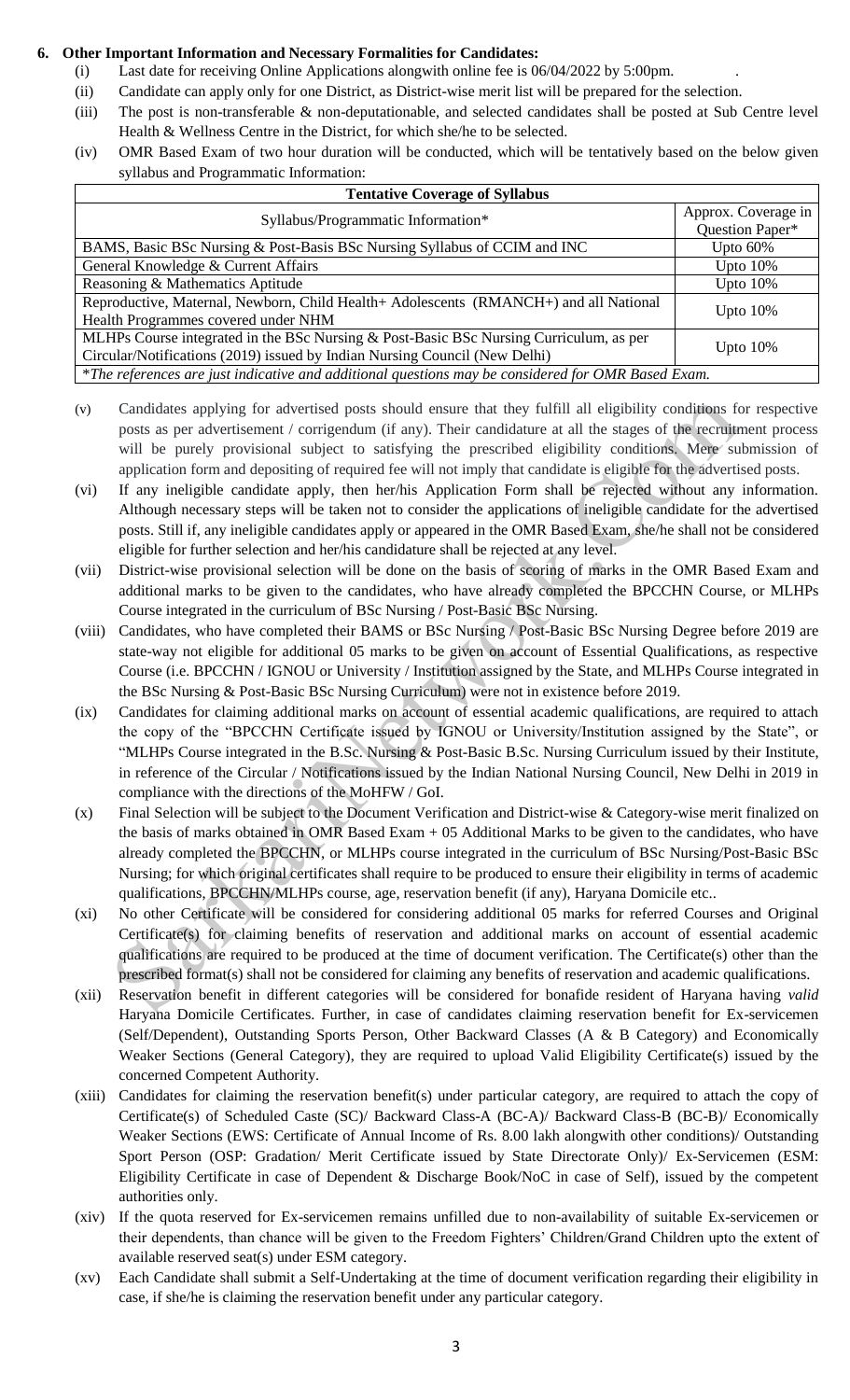**6. Other Important Information and Necessary Formalities for Candidates:**

(i) Last date for receiving Online Applications alongwith online fee is 06/04/2022 by 5:00pm.

(ii) Candidate can apply only for one District, as District-wise merit list will be prepared for the selection.

(iii) The post is non-transferable & non-deputationable, and selected candidates shall be posted at Sub Centre level Health & Wellness Centre in the District, for which she/he to be selected.

(iv) OMR Based Exam of two hour duration will be conducted, which will be tentatively based on the below given syllabus and Programmatic Information:

| Tentative Coverage of Syllabus | |
|---|---|
| Syllabus/Programmatic Information* | Approx. Coverage in Question Paper* |
| BAMS, Basic BSc Nursing & Post-Basis BSc Nursing Syllabus of CCIM and INC | Upto 60% |
| General Knowledge & Current Affairs | Upto 10% |
| Reasoning & Mathematics Aptitude | Upto 10% |
| Reproductive, Maternal, Newborn, Child Health+ Adolescents (RMANCH+) and all National Health Programmes covered under NHM | Upto 10% |
| MLHPs Course integrated in the BSc Nursing & Post-Basic BSc Nursing Curriculum, as per Circular/Notifications (2019) issued by Indian Nursing Council (New Delhi) | Upto 10% |
| *The references are just indicative and additional questions may be considered for OMR Based Exam.* | |

(v) Candidates applying for advertised posts should ensure that they fulfill all eligibility conditions for respective posts as per advertisement / corrigendum (if any). Their candidature at all the stages of the recruitment process will be purely provisional subject to satisfying the prescribed eligibility conditions. Mere submission of application form and depositing of required fee will not imply that candidate is eligible for the advertised posts.

(vi) If any ineligible candidate apply, then her/his Application Form shall be rejected without any information. Although necessary steps will be taken not to consider the applications of ineligible candidate for the advertised posts. Still if, any ineligible candidates apply or appeared in the OMR Based Exam, she/he shall not be considered eligible for further selection and her/his candidature shall be rejected at any level.

(vii) District-wise provisional selection will be done on the basis of scoring of marks in the OMR Based Exam and additional marks to be given to the candidates, who have already completed the BPCCHN Course, or MLHPs Course integrated in the curriculum of BSc Nursing / Post-Basic BSc Nursing.

(viii) Candidates, who have completed their BAMS or BSc Nursing / Post-Basic BSc Nursing Degree before 2019 are state-way not eligible for additional 05 marks to be given on account of Essential Qualifications, as respective Course (i.e. BPCCHN / IGNOU or University / Institution assigned by the State, and MLHPs Course integrated in the BSc Nursing & Post-Basic BSc Nursing Curriculum) were not in existence before 2019.

(ix) Candidates for claiming additional marks on account of essential academic qualifications, are required to attach the copy of the "BPCCHN Certificate issued by IGNOU or University/Institution assigned by the State", or "MLHPs Course integrated in the B.Sc. Nursing & Post-Basic B.Sc. Nursing Curriculum issued by their Institute, in reference of the Circular / Notifications issued by the Indian National Nursing Council, New Delhi in 2019 in compliance with the directions of the MoHFW / GoI.

(x) Final Selection will be subject to the Document Verification and District-wise & Category-wise merit finalized on the basis of marks obtained in OMR Based Exam + 05 Additional Marks to be given to the candidates, who have already completed the BPCCHN, or MLHPs course integrated in the curriculum of BSc Nursing/Post-Basic BSc Nursing; for which original certificates shall require to be produced to ensure their eligibility in terms of academic qualifications, BPCCHN/MLHPs course, age, reservation benefit (if any), Haryana Domicile etc..

(xi) No other Certificate will be considered for considering additional 05 marks for referred Courses and Original Certificate(s) for claiming benefits of reservation and additional marks on account of essential academic qualifications are required to be produced at the time of document verification. The Certificate(s) other than the prescribed format(s) shall not be considered for claiming any benefits of reservation and academic qualifications.

(xii) Reservation benefit in different categories will be considered for bonafide resident of Haryana having *valid* Haryana Domicile Certificates. Further, in case of candidates claiming reservation benefit for Ex-servicemen (Self/Dependent), Outstanding Sports Person, Other Backward Classes (A & B Category) and Economically Weaker Sections (General Category), they are required to upload Valid Eligibility Certificate(s) issued by the concerned Competent Authority.

(xiii) Candidates for claiming the reservation benefit(s) under particular category, are required to attach the copy of Certificate(s) of Scheduled Caste (SC)/ Backward Class-A (BC-A)/ Backward Class-B (BC-B)/ Economically Weaker Sections (EWS: Certificate of Annual Income of Rs. 8.00 lakh alongwith other conditions)/ Outstanding Sport Person (OSP: Gradation/ Merit Certificate issued by State Directorate Only)/ Ex-Servicemen (ESM: Eligibility Certificate in case of Dependent & Discharge Book/NoC in case of Self), issued by the competent authorities only.

(xiv) If the quota reserved for Ex-servicemen remains unfilled due to non-availability of suitable Ex-servicemen or their dependents, than chance will be given to the Freedom Fighters' Children/Grand Children upto the extent of available reserved seat(s) under ESM category.

(xv) Each Candidate shall submit a Self-Undertaking at the time of document verification regarding their eligibility in case, if she/he is claiming the reservation benefit under any particular category.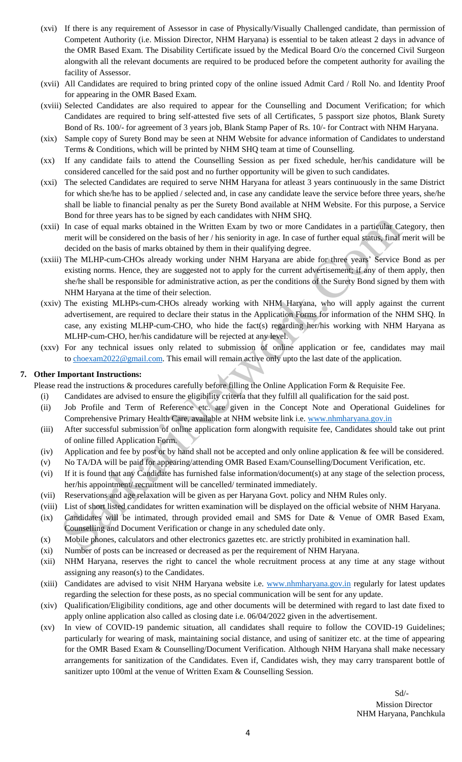(xvi) If there is any requirement of Assessor in case of Physically/Visually Challenged candidate, than permission of Competent Authority (i.e. Mission Director, NHM Haryana) is essential to be taken atleast 2 days in advance of the OMR Based Exam. The Disability Certificate issued by the Medical Board O/o the concerned Civil Surgeon alongwith all the relevant documents are required to be produced before the competent authority for availing the facility of Assessor.

(xvii) All Candidates are required to bring printed copy of the online issued Admit Card / Roll No. and Identity Proof for appearing in the OMR Based Exam.

(xviii) Selected Candidates are also required to appear for the Counselling and Document Verification; for which Candidates are required to bring self-attested five sets of all Certificates, 5 passport size photos, Blank Surety Bond of Rs. 100/- for agreement of 3 years job, Blank Stamp Paper of Rs. 10/- for Contract with NHM Haryana.

(xix) Sample copy of Surety Bond may be seen at NHM Website for advance information of Candidates to understand Terms & Conditions, which will be printed by NHM SHQ team at time of Counselling.

(xx) If any candidate fails to attend the Counselling Session as per fixed schedule, her/his candidature will be considered cancelled for the said post and no further opportunity will be given to such candidates.

(xxi) The selected Candidates are required to serve NHM Haryana for atleast 3 years continuously in the same District for which she/he has to be applied / selected and, in case any candidate leave the service before three years, she/he shall be liable to financial penalty as per the Surety Bond available at NHM Website. For this purpose, a Service Bond for three years has to be signed by each candidates with NHM SHQ.

(xxii) In case of equal marks obtained in the Written Exam by two or more Candidates in a particular Category, then merit will be considered on the basis of her / his seniority in age. In case of further equal status, final merit will be decided on the basis of marks obtained by them in their qualifying degree.

(xxiii) The MLHP-cum-CHOs already working under NHM Haryana are abide for three years' Service Bond as per existing norms. Hence, they are suggested not to apply for the current advertisement; if any of them apply, then she/he shall be responsible for administrative action, as per the conditions of the Surety Bond signed by them with NHM Haryana at the time of their selection.

(xxiv) The existing MLHPs-cum-CHOs already working with NHM Haryana, who will apply against the current advertisement, are required to declare their status in the Application Forms for information of the NHM SHQ. In case, any existing MLHP-cum-CHO, who hide the fact(s) regarding her/his working with NHM Haryana as MLHP-cum-CHO, her/his candidature will be rejected at any level.

(xxv) For any technical issues only related to submission of online application or fee, candidates may mail to choexam2022@gmail.com. This email will remain active only upto the last date of the application.

**7. Other Important Instructions:**

Please read the instructions & procedures carefully before filling the Online Application Form & Requisite Fee.

(i) Candidates are advised to ensure the eligibility criteria that they fulfill all qualification for the said post.

(ii) Job Profile and Term of Reference etc. are given in the Concept Note and Operational Guidelines for Comprehensive Primary Health Care, available at NHM website link i.e. www.nhmharyana.gov.in

(iii) After successful submission of online application form alongwith requisite fee, Candidates should take out print of online filled Application Form.

(iv) Application and fee by post or by hand shall not be accepted and only online application & fee will be considered.

(v) No TA/DA will be paid for appearing/attending OMR Based Exam/Counselling/Document Verification, etc.

(vi) If it is found that any Candidate has furnished false information/document(s) at any stage of the selection process, her/his appointment/ recruitment will be cancelled/ terminated immediately.

(vii) Reservations and age relaxation will be given as per Haryana Govt. policy and NHM Rules only.

(viii) List of short listed candidates for written examination will be displayed on the official website of NHM Haryana.

(ix) Candidates will be intimated, through provided email and SMS for Date & Venue of OMR Based Exam, Counselling and Document Verification or change in any scheduled date only.

(x) Mobile phones, calculators and other electronics gazettes etc. are strictly prohibited in examination hall.

(xi) Number of posts can be increased or decreased as per the requirement of NHM Haryana.

(xii) NHM Haryana, reserves the right to cancel the whole recruitment process at any time at any stage without assigning any reason(s) to the Candidates.

(xiii) Candidates are advised to visit NHM Haryana website i.e. www.nhmharyana.gov.in regularly for latest updates regarding the selection for these posts, as no special communication will be sent for any update.

(xiv) Qualification/Eligibility conditions, age and other documents will be determined with regard to last date fixed to apply online application also called as closing date i.e. 06/04/2022 given in the advertisement.

(xv) In view of COVID-19 pandemic situation, all candidates shall require to follow the COVID-19 Guidelines; particularly for wearing of mask, maintaining social distance, and using of sanitizer etc. at the time of appearing for the OMR Based Exam & Counselling/Document Verification. Although NHM Haryana shall make necessary arrangements for sanitization of the Candidates. Even if, Candidates wish, they may carry transparent bottle of sanitizer upto 100ml at the venue of Written Exam & Counselling Session.

Sd/-
Mission Director
NHM Haryana, Panchkula